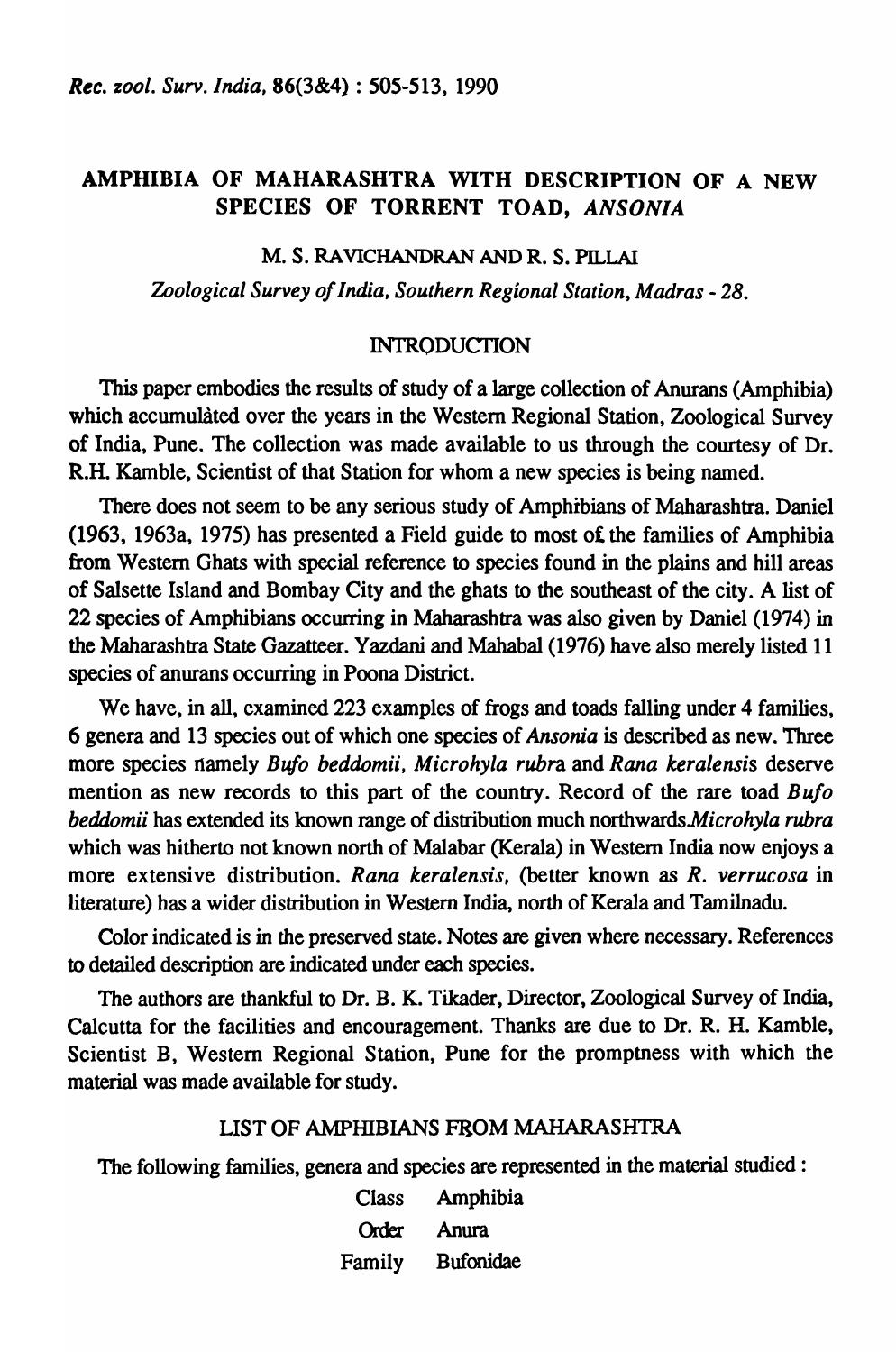# AMPHIBIA OF MAHARASHTRA WITH DESCRIPTION OF A NEW SPECIES OF TORRENT TOAD, *ANSONIA*

M. S. RAVICHANDRAN AND R. S. PILLAI

*Zoological Survey of India, Southern Regional Station, Madras - 28.*

## INTRODUCTION

This paper embodies the results of study of a large collection of Anurans (Amphibia) which accumulàted over the years in the Western Regional Station, Zoological Survey of India, Pune. The collection was made available to us through the courtesy of Dr. R.H. Kamble, Scientist of that Station for whom a new species is being named.

There does not seem to be any serious study of Amphibians of Maharashtra. Daniel (1963, 1963a, 1975) has presented a Field guide to most of the families of Amphibia from Western Ghats with special reference to species found in the plains and hill areas of Salsette Island and Bombay City and the ghats to the southeast of the city. A list of 22 species of Amphibians occurring in Maharashtra was also given by Daniel (1974) in the Maharashtra State Gazatteer. Yazdani and Mahabal (1976) have also merely listed 11 species of anurans occurring in Poona District.

We have, in all, examined 223 examples of frogs and toads falling under 4 families, 6 genera and 13 species out of which one species of *Ansonia* is described as new. Three more species namely *Bufo beddomii*, *Microhyla rubra* and *Rana keralensis* deserve mention as new records to this part of the country. Record of the rare toad *Bufo beddomii* has extended its known range of distribution much northwards.*Microhyla rubra* which was hitherto not known north of Malabar (Kerala) in Western India now enjoys a more extensive distribution. *Rana keralensis*, (better known as *R. verrucosa* in literature) has a wider distribution in Western India, north of Kerala and Tamilnadu.

Color indicated is in the preserved state. Notes are given where necessary. References to detailed description are indicated under each species.

The authors are thankful to Dr. B. K. Tikader, Director, Zoological Survey of India, Calcutta for the facilities and encouragement. Thanks are due to Dr. R. H. Kamble, Scientist B, Western Regional Station, Pune for the promptness with which the material was made available for study.

## LIST OF AMPHIBIANS FROM MAHARASHTRA

The following families, genera and species are represented in the material studied :

Class Amphibia

Order Anura

Family Bufonidae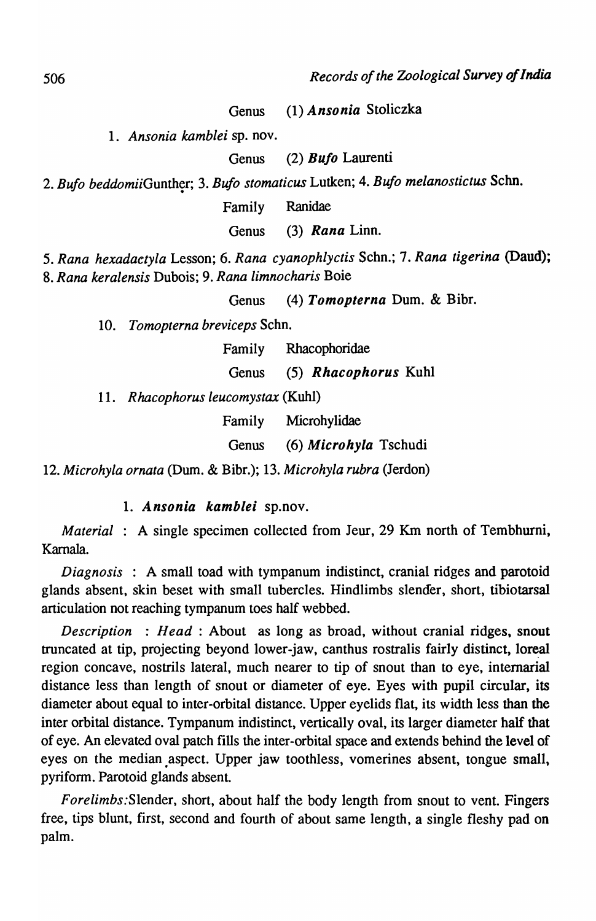Genus (1) ***Ansonia*** Stoliczka

1. *Ansonia kamblei* sp. nov.

Genus (2) ***Bufo*** Laurenti

2. *Bufo beddomii*Gunther; 3. *Bufo stomaticus* Lutken; 4. *Bufo melanostictus* Schn.

Family Ranidae

Genus (3) ***Rana*** Linn.

5. *Rana hexadactyla* Lesson; 6. *Rana cyanophlyctis* Schn.; 7. *Rana tigerina* (Daud); 8. *Rana keralensis* Dubois; 9. *Rana limnocharis* Boie

Genus (4) ***Tomopterna*** Dum. & Bibr.

10. *Tomopterna breviceps* Schn.

Family Rhacophoridae

Genus (5) ***Rhacophorus*** Kuhl

11. *Rhacophorus leucomystax* (Kuhl)

Family Microhylidae

Genus (6) ***Microhyla*** Tschudi

12. *Microhyla ornata* (Dum. & Bibr.); 13. *Microhyla rubra* (Jerdon)

### 1. *Ansonia kamblei* sp.nov.

*Material* : A single specimen collected from Jeur, 29 Km north of Tembhurni, Karnala.

*Diagnosis* : A small toad with tympanum indistinct, cranial ridges and parotoid glands absent, skin beset with small tubercles. Hindlimbs slender, short, tibiotarsal articulation not reaching tympanum toes half webbed.

*Description* : *Head* : About as long as broad, without cranial ridges, snout truncated at tip, projecting beyond lower-jaw, canthus rostralis fairly distinct, loreal region concave, nostrils lateral, much nearer to tip of snout than to eye, internarial distance less than length of snout or diameter of eye. Eyes with pupil circular, its diameter about equal to inter-orbital distance. Upper eyelids flat, its width less than the inter orbital distance. Tympanum indistinct, vertically oval, its larger diameter half that of eye. An elevated oval patch fills the inter-orbital space and extends behind the level of eyes on the median aspect. Upper jaw toothless, vomerines absent, tongue small, pyriform. Parotoid glands absent.

*Forelimbs*:Slender, short, about half the body length from snout to vent. Fingers free, tips blunt, first, second and fourth of about same length, a single fleshy pad on palm.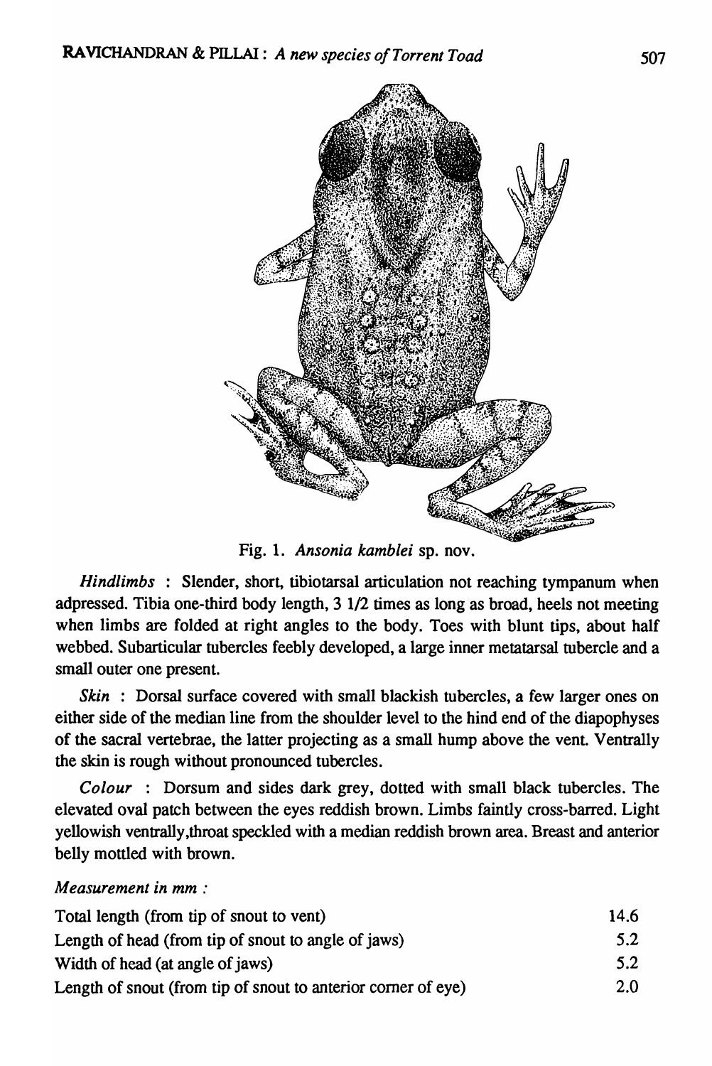Fig. 1. *Ansonia kamblei* sp. nov.

*Hindlimbs* : Slender, short, tibiotarsal articulation not reaching tympanum when adpressed. Tibia one-third body length, 3 1/2 times as long as broad, heels not meeting when limbs are folded at right angles to the body. Toes with blunt tips, about half webbed. Subarticular tubercles feebly developed, a large inner metatarsal tubercle and a small outer one present.

*Skin* : Dorsal surface covered with small blackish tubercles, a few larger ones on either side of the median line from the shoulder level to the hind end of the diapophyses of the sacral vertebrae, the latter projecting as a small hump above the vent. Ventrally the skin is rough without pronounced tubercles.

*Colour* : Dorsum and sides dark grey, dotted with small black tubercles. The elevated oval patch between the eyes reddish brown. Limbs faintly cross-barred. Light yellowish ventrally,throat speckled with a median reddish brown area. Breast and anterior belly mottled with brown.

*Measurement in mm :*

| | |
|---|---|
| Total length (from tip of snout to vent) | 14.6 |
| Length of head (from tip of snout to angle of jaws) | 5.2 |
| Width of head (at angle of jaws) | 5.2 |
| Length of snout (from tip of snout to anterior corner of eye) | 2.0 |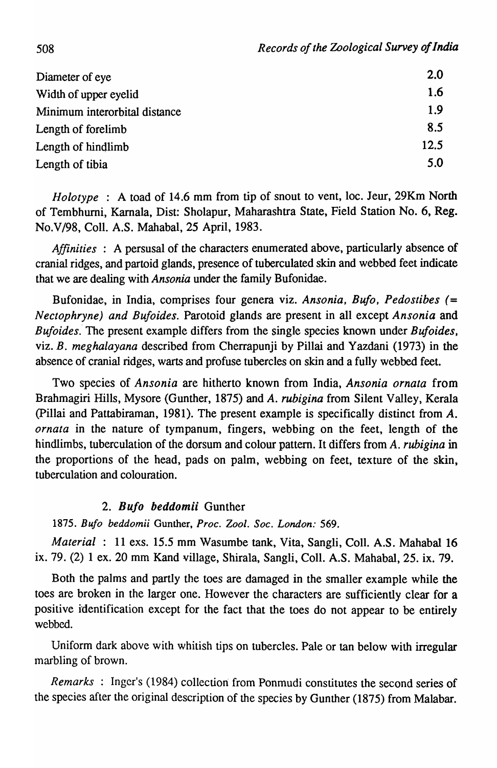| | |
|---|---|
| Diameter of eye | 2.0 |
| Width of upper eyelid | 1.6 |
| Minimum interorbital distance | 1.9 |
| Length of forelimb | 8.5 |
| Length of hindlimb | 12.5 |
| Length of tibia | 5.0 |

*Holotype* : A toad of 14.6 mm from tip of snout to vent, loc. Jeur, 29Km North of Tembhurni, Karnala, Dist: Sholapur, Maharashtra State, Field Station No. 6, Reg. No.V/98, Coll. A.S. Mahabal, 25 April, 1983.

*Affinities* : A persusal of the characters enumerated above, particularly absence of cranial ridges, and partoid glands, presence of tuberculated skin and webbed feet indicate that we are dealing with *Ansonia* under the family Bufonidae.

Bufonidae, in India, comprises four genera viz. *Ansonia, Bufo, Pedostibes (= Nectophryne) and Bufoides.* Parotoid glands are present in all except *Ansonia* and *Bufoides.* The present example differs from the single species known under *Bufoides,* viz. *B. meghalayana* described from Cherrapunji by Pillai and Yazdani (1973) in the absence of cranial ridges, warts and profuse tubercles on skin and a fully webbed feet.

Two species of *Ansonia* are hitherto known from India, *Ansonia ornata* from Brahmagiri Hills, Mysore (Gunther, 1875) and *A. rubigina* from Silent Valley, Kerala (Pillai and Pattabiraman, 1981). The present example is specifically distinct from *A. ornata* in the nature of tympanum, fingers, webbing on the feet, length of the hindlimbs, tuberculation of the dorsum and colour pattern. It differs from *A. rubigina* in the proportions of the head, pads on palm, webbing on feet, texture of the skin, tuberculation and colouration.

### 2. ***Bufo beddomii*** Gunther

1875. *Bufo beddomii* Gunther, *Proc. Zool. Soc. London:* 569.

*Material* : 11 exs. 15.5 mm Wasumbe tank, Vita, Sangli, Coll. A.S. Mahabal 16 ix. 79. (2) 1 ex. 20 mm Kand village, Shirala, Sangli, Coll. A.S. Mahabal, 25. ix. 79.

Both the palms and partly the toes are damaged in the smaller example while the toes are broken in the larger one. However the characters are sufficiently clear for a positive identification except for the fact that the toes do not appear to be entirely webbed.

Uniform dark above with whitish tips on tubercles. Pale or tan below with irregular marbling of brown.

*Remarks* : Inger's (1984) collection from Ponmudi constitutes the second series of the species after the original description of the species by Gunther (1875) from Malabar.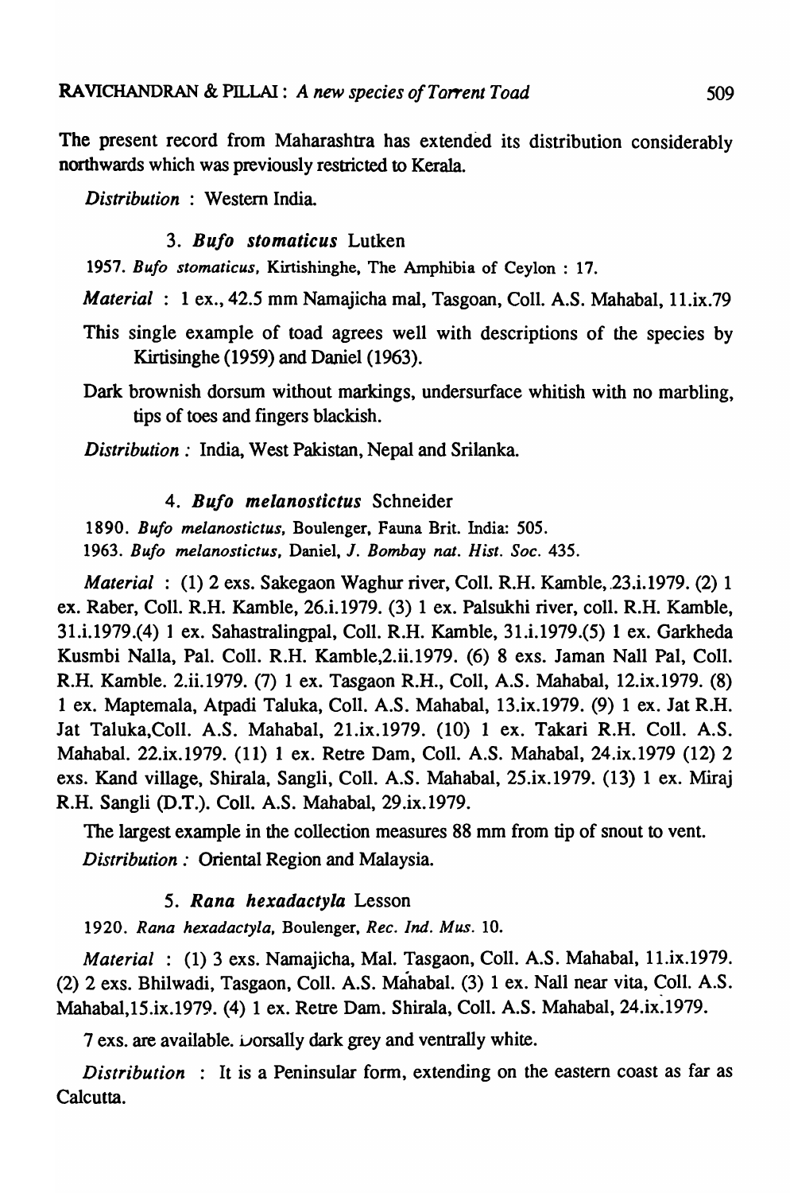The present record from Maharashtra has extended its distribution considerably northwards which was previously restricted to Kerala.

*Distribution* : Western India.

### 3. *Bufo stomaticus* Lutken

1957. *Bufo stomaticus*, Kirtishinghe, The Amphibia of Ceylon : 17.

*Material* : 1 ex., 42.5 mm Namajicha mal, Tasgoan, Coll. A.S. Mahabal, 11.ix.79

This single example of toad agrees well with descriptions of the species by Kirtisinghe (1959) and Daniel (1963).

Dark brownish dorsum without markings, undersurface whitish with no marbling, tips of toes and fingers blackish.

*Distribution :* India, West Pakistan, Nepal and Srilanka.

### 4. *Bufo melanostictus* Schneider

1890. *Bufo melanostictus*, Boulenger, Fauna Brit. India: 505.
1963. *Bufo melanostictus*, Daniel, *J. Bombay nat. Hist. Soc.* 435.

*Material* : (1) 2 exs. Sakegaon Waghur river, Coll. R.H. Kamble, 23.i.1979. (2) 1 ex. Raber, Coll. R.H. Kamble, 26.i.1979. (3) 1 ex. Palsukhi river, coll. R.H. Kamble, 31.i.1979.(4) 1 ex. Sahastralingpal, Coll. R.H. Kamble, 31.i.1979.(5) 1 ex. Garkheda Kusmbi Nalla, Pal. Coll. R.H. Kamble,2.ii.1979. (6) 8 exs. Jaman Nall Pal, Coll. R.H. Kamble. 2.ii.1979. (7) 1 ex. Tasgaon R.H., Coll, A.S. Mahabal, 12.ix.1979. (8) 1 ex. Maptemala, Atpadi Taluka, Coll. A.S. Mahabal, 13.ix.1979. (9) 1 ex. Jat R.H. Jat Taluka,Coll. A.S. Mahabal, 21.ix.1979. (10) 1 ex. Takari R.H. Coll. A.S. Mahabal. 22.ix.1979. (11) 1 ex. Retre Dam, Coll. A.S. Mahabal, 24.ix.1979 (12) 2 exs. Kand village, Shirala, Sangli, Coll. A.S. Mahabal, 25.ix.1979. (13) 1 ex. Miraj R.H. Sangli (D.T.). Coll. A.S. Mahabal, 29.ix.1979.

The largest example in the collection measures 88 mm from tip of snout to vent.

*Distribution :* Oriental Region and Malaysia.

### 5. *Rana hexadactyla* Lesson

1920. *Rana hexadactyla*, Boulenger, *Rec. Ind. Mus.* 10.

*Material* : (1) 3 exs. Namajicha, Mal. Tasgaon, Coll. A.S. Mahabal, 11.ix.1979. (2) 2 exs. Bhilwadi, Tasgaon, Coll. A.S. Mahabal. (3) 1 ex. Nall near vita, Coll. A.S. Mahabal,15.ix.1979. (4) 1 ex. Retre Dam. Shirala, Coll. A.S. Mahabal, 24.ix.1979.

7 exs. are available. Dorsally dark grey and ventrally white.

*Distribution* : It is a Peninsular form, extending on the eastern coast as far as Calcutta.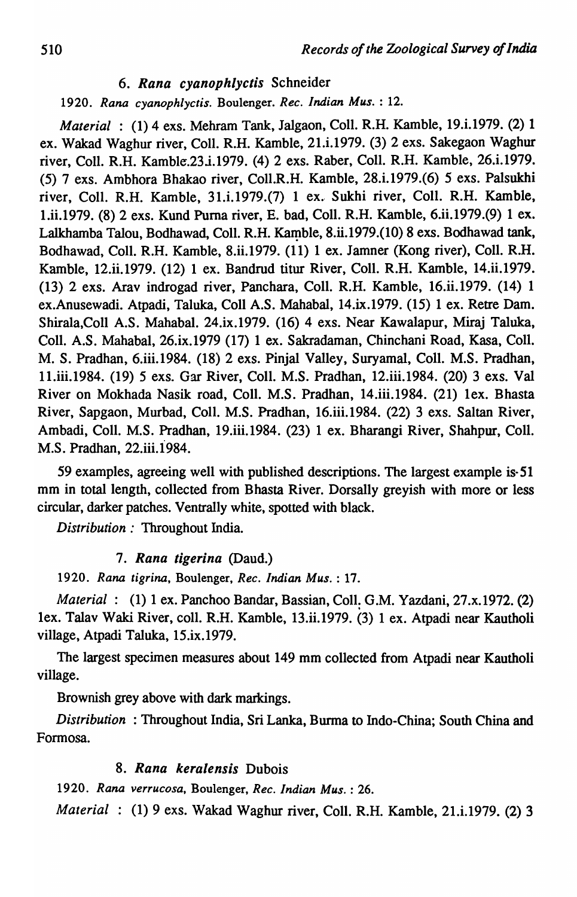### 6. *Rana cyanophlyctis* Schneider

1920. *Rana cyanophlyctis*. Boulenger. *Rec. Indian Mus.* : 12.

*Material* : (1) 4 exs. Mehram Tank, Jalgaon, Coll. R.H. Kamble, 19.i.1979. (2) 1 ex. Wakad Waghur river, Coll. R.H. Kamble, 21.i.1979. (3) 2 exs. Sakegaon Waghur river, Coll. R.H. Kamble.23.i.1979. (4) 2 exs. Raber, Coll. R.H. Kamble, 26.i.1979. (5) 7 exs. Ambhora Bhakao river, Coll.R.H. Kamble, 28.i.1979.(6) 5 exs. Palsukhi river, Coll. R.H. Kamble, 31.i.1979.(7) 1 ex. Sukhi river, Coll. R.H. Kamble, 1.ii.1979. (8) 2 exs. Kund Purna river, E. bad, Coll. R.H. Kamble, 6.ii.1979.(9) 1 ex. Lalkhamba Talou, Bodhawad, Coll. R.H. Kamble, 8.ii.1979.(10) 8 exs. Bodhawad tank, Bodhawad, Coll. R.H. Kamble, 8.ii.1979. (11) 1 ex. Jamner (Kong river), Coll. R.H. Kamble, 12.ii.1979. (12) 1 ex. Bandrud titur River, Coll. R.H. Kamble, 14.ii.1979. (13) 2 exs. Arav indrogad river, Panchara, Coll. R.H. Kamble, 16.ii.1979. (14) 1 ex.Anusewadi. Atpadi, Taluka, Coll A.S. Mahabal, 14.ix.1979. (15) 1 ex. Retre Dam. Shirala,Coll A.S. Mahabal. 24.ix.1979. (16) 4 exs. Near Kawalapur, Miraj Taluka, Coll. A.S. Mahabal, 26.ix.1979 (17) 1 ex. Sakradaman, Chinchani Road, Kasa, Coll. M. S. Pradhan, 6.iii.1984. (18) 2 exs. Pinjal Valley, Suryamal, Coll. M.S. Pradhan, 11.iii.1984. (19) 5 exs. Gar River, Coll. M.S. Pradhan, 12.iii.1984. (20) 3 exs. Val River on Mokhada Nasik road, Coll. M.S. Pradhan, 14.iii.1984. (21) 1ex. Bhasta River, Sapgaon, Murbad, Coll. M.S. Pradhan, 16.iii.1984. (22) 3 exs. Saltan River, Ambadi, Coll. M.S. Pradhan, 19.iii.1984. (23) 1 ex. Bharangi River, Shahpur, Coll. M.S. Pradhan, 22.iii.1984.

59 examples, agreeing well with published descriptions. The largest example is 51 mm in total length, collected from Bhasta River. Dorsally greyish with more or less circular, darker patches. Ventrally white, spotted with black.

*Distribution :* Throughout India.

### 7. *Rana tigerina* (Daud.)

1920. *Rana tigrina*, Boulenger, *Rec. Indian Mus.* : 17.

*Material* : (1) 1 ex. Panchoo Bandar, Bassian, Coll. G.M. Yazdani, 27.x.1972. (2) 1ex. Talav Waki River, coll. R.H. Kamble, 13.ii.1979. (3) 1 ex. Atpadi near Kautholi village, Atpadi Taluka, 15.ix.1979.

The largest specimen measures about 149 mm collected from Atpadi near Kautholi village.

Brownish grey above with dark markings.

*Distribution* : Throughout India, Sri Lanka, Burma to Indo-China; South China and Formosa.

### 8. *Rana keralensis* Dubois

1920. *Rana verrucosa*, Boulenger, *Rec. Indian Mus.* : 26.

*Material* : (1) 9 exs. Wakad Waghur river, Coll. R.H. Kamble, 21.i.1979. (2) 3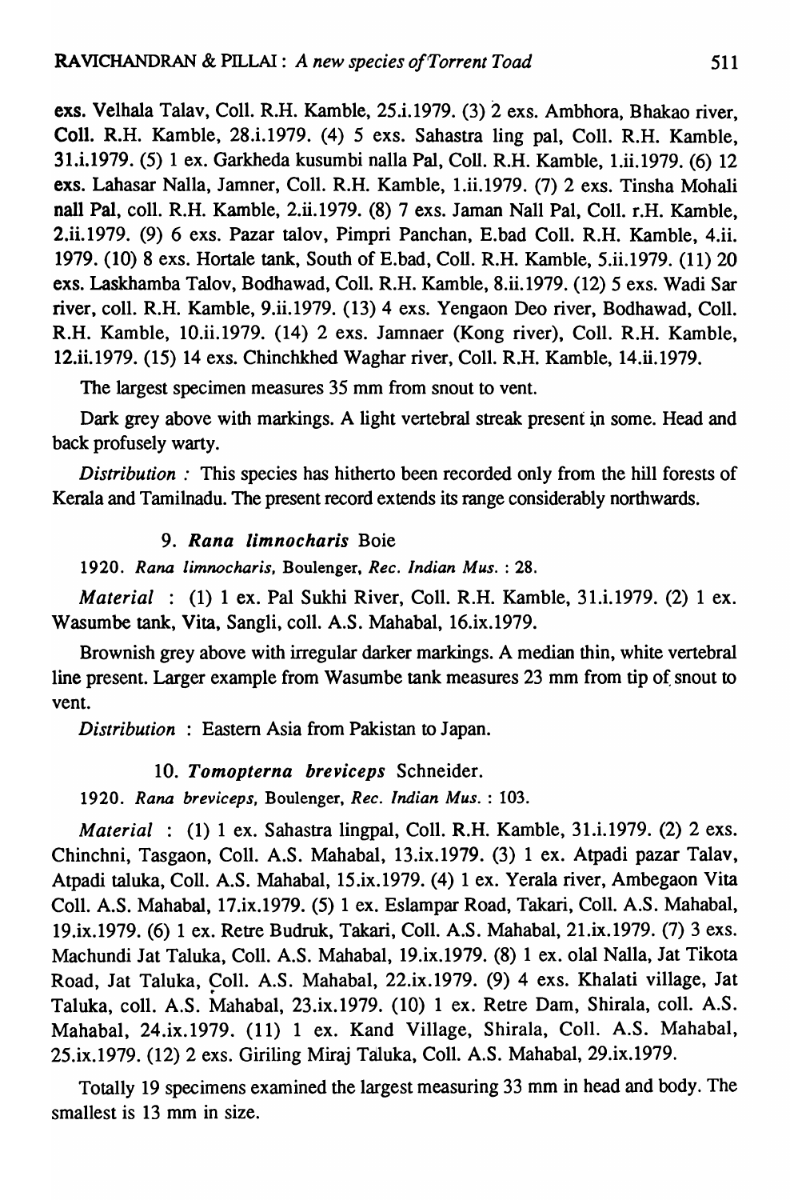exs. Velhala Talav, Coll. R.H. Kamble, 25.i.1979. (3) 2 exs. Ambhora, Bhakao river, Coll. R.H. Kamble, 28.i.1979. (4) 5 exs. Sahastra ling pal, Coll. R.H. Kamble, 31.i.1979. (5) 1 ex. Garkheda kusumbi nalla Pal, Coll. R.H. Kamble, 1.ii.1979. (6) 12 exs. Lahasar Nalla, Jamner, Coll. R.H. Kamble, 1.ii.1979. (7) 2 exs. Tinsha Mohali nall Pal, coll. R.H. Kamble, 2.ii.1979. (8) 7 exs. Jaman Nall Pal, Coll. r.H. Kamble, 2.ii.1979. (9) 6 exs. Pazar talov, Pimpri Panchan, E.bad Coll. R.H. Kamble, 4.ii. 1979. (10) 8 exs. Hortale tank, South of E.bad, Coll. R.H. Kamble, 5.ii.1979. (11) 20 exs. Laskhamba Talov, Bodhawad, Coll. R.H. Kamble, 8.ii.1979. (12) 5 exs. Wadi Sar river, coll. R.H. Kamble, 9.ii.1979. (13) 4 exs. Yengaon Deo river, Bodhawad, Coll. R.H. Kamble, 10.ii.1979. (14) 2 exs. Jamnaer (Kong river), Coll. R.H. Kamble, 12.ii.1979. (15) 14 exs. Chinchkhed Waghar river, Coll. R.H. Kamble, 14.ii.1979.

The largest specimen measures 35 mm from snout to vent.

Dark grey above with markings. A light vertebral streak present in some. Head and back profusely warty.

*Distribution :* This species has hitherto been recorded only from the hill forests of Kerala and Tamilnadu. The present record extends its range considerably northwards.

### 9. *Rana limnocharis* Boie

1920. *Rana limnocharis*, Boulenger, *Rec. Indian Mus.* : 28.

*Material* : (1) 1 ex. Pal Sukhi River, Coll. R.H. Kamble, 31.i.1979. (2) 1 ex. Wasumbe tank, Vita, Sangli, coll. A.S. Mahabal, 16.ix.1979.

Brownish grey above with irregular darker markings. A median thin, white vertebral line present. Larger example from Wasumbe tank measures 23 mm from tip of snout to vent.

*Distribution* : Eastern Asia from Pakistan to Japan.

### 10. *Tomopterna breviceps* Schneider.

1920. *Rana breviceps*, Boulenger, *Rec. Indian Mus.* : 103.

*Material* : (1) 1 ex. Sahastra lingpal, Coll. R.H. Kamble, 31.i.1979. (2) 2 exs. Chinchni, Tasgaon, Coll. A.S. Mahabal, 13.ix.1979. (3) 1 ex. Atpadi pazar Talav, Atpadi taluka, Coll. A.S. Mahabal, 15.ix.1979. (4) 1 ex. Yerala river, Ambegaon Vita Coll. A.S. Mahabal, 17.ix.1979. (5) 1 ex. Eslampar Road, Takari, Coll. A.S. Mahabal, 19.ix.1979. (6) 1 ex. Retre Budruk, Takari, Coll. A.S. Mahabal, 21.ix.1979. (7) 3 exs. Machundi Jat Taluka, Coll. A.S. Mahabal, 19.ix.1979. (8) 1 ex. olal Nalla, Jat Tikota Road, Jat Taluka, Coll. A.S. Mahabal, 22.ix.1979. (9) 4 exs. Khalati village, Jat Taluka, coll. A.S. Mahabal, 23.ix.1979. (10) 1 ex. Retre Dam, Shirala, coll. A.S. Mahabal, 24.ix.1979. (11) 1 ex. Kand Village, Shirala, Coll. A.S. Mahabal, 25.ix.1979. (12) 2 exs. Giriling Miraj Taluka, Coll. A.S. Mahabal, 29.ix.1979.

Totally 19 specimens examined the largest measuring 33 mm in head and body. The smallest is 13 mm in size.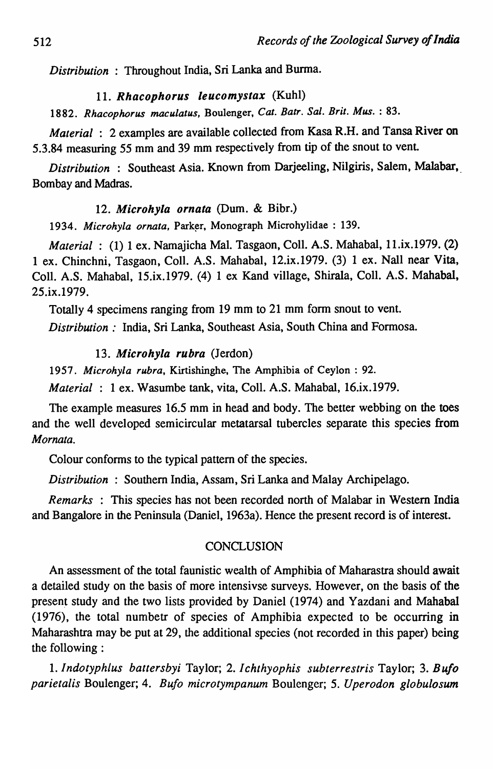*Distribution* : Throughout India, Sri Lanka and Burma.

### 11. *Rhacophorus leucomystax* (Kuhl)

1882. *Rhacophorus maculatus*, Boulenger, *Cat. Batr. Sal. Brit. Mus.* : 83.

*Material* : 2 examples are available collected from Kasa R.H. and Tansa River on 5.3.84 measuring 55 mm and 39 mm respectively from tip of the snout to vent.

*Distribution* : Southeast Asia. Known from Darjeeling, Nilgiris, Salem, Malabar, Bombay and Madras.

### 12. *Microhyla ornata* (Dum. & Bibr.)

1934. *Microhyla ornata*, Parker, Monograph Microhylidae : 139.

*Material* : (1) 1 ex. Namajicha Mal. Tasgaon, Coll. A.S. Mahabal, 11.ix.1979. (2) 1 ex. Chinchni, Tasgaon, Coll. A.S. Mahabal, 12.ix.1979. (3) 1 ex. Nall near Vita, Coll. A.S. Mahabal, 15.ix.1979. (4) 1 ex Kand village, Shirala, Coll. A.S. Mahabal, 25.ix.1979.

Totally 4 specimens ranging from 19 mm to 21 mm form snout to vent.

*Distribution :* India, Sri Lanka, Southeast Asia, South China and Formosa.

### 13. *Microhyla rubra* (Jerdon)

1957. *Microhyla rubra*, Kirtishinghe, The Amphibia of Ceylon : 92.

*Material* : 1 ex. Wasumbe tank, vita, Coll. A.S. Mahabal, 16.ix.1979.

The example measures 16.5 mm in head and body. The better webbing on the toes and the well developed semicircular metatarsal tubercles separate this species from *Mornata*.

Colour conforms to the typical pattern of the species.

*Distribution* : Southern India, Assam, Sri Lanka and Malay Archipelago.

*Remarks* : This species has not been recorded north of Malabar in Western India and Bangalore in the Peninsula (Daniel, 1963a). Hence the present record is of interest.

## CONCLUSION

An assessment of the total faunistic wealth of Amphibia of Maharastra should await a detailed study on the basis of more intensivse surveys. However, on the basis of the present study and the two lists provided by Daniel (1974) and Yazdani and Mahabal (1976), the total numbetr of species of Amphibia expected to be occurring in Maharashtra may be put at 29, the additional species (not recorded in this paper) being the following :

1. *Indotyphlus battersbyi* Taylor; 2. *Ichthyophis subterrestris* Taylor; 3. *Bufo parietalis* Boulenger; 4. *Bufo microtympanum* Boulenger; 5. *Uperodon globulosum*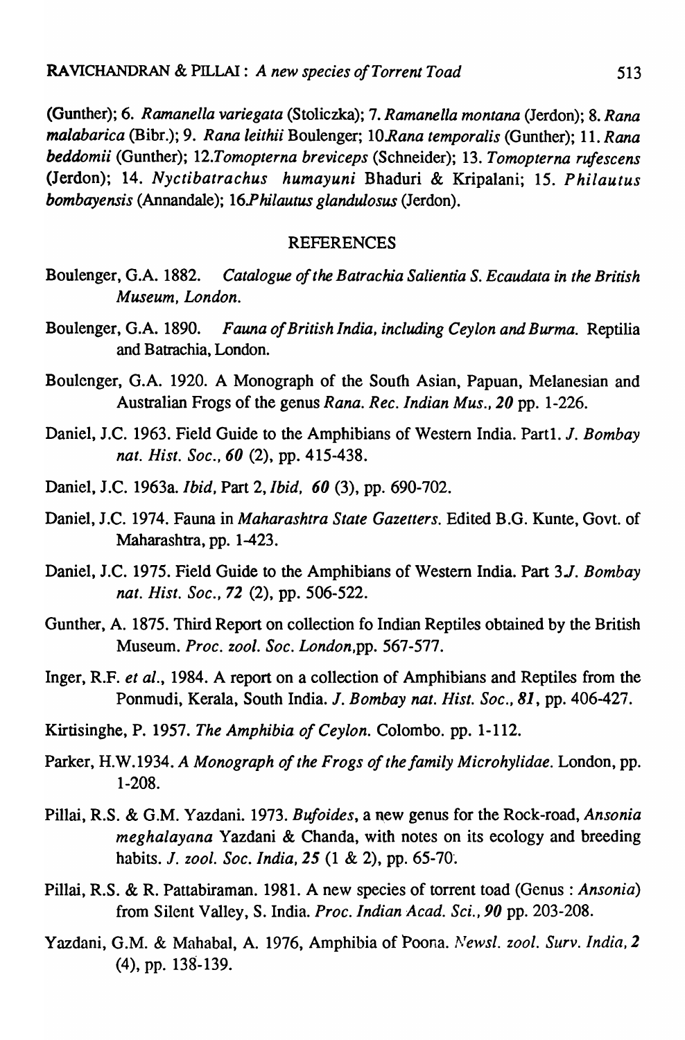(Gunther); 6. *Ramanella variegata* (Stoliczka); 7. *Ramanella montana* (Jerdon); 8. *Rana malabarica* (Bibr.); 9. *Rana leithii* Boulenger; 10.*Rana temporalis* (Gunther); 11. *Rana beddomii* (Gunther); 12.*Tomopterna breviceps* (Schneider); 13. *Tomopterna rufescens* (Jerdon); 14. *Nyctibatrachus humayuni* Bhaduri & Kripalani; 15. *Philautus bombayensis* (Annandale); 16.*Philautus glandulosus* (Jerdon).

## REFERENCES

Boulenger, G.A. 1882. *Catalogue of the Batrachia Salientia S. Ecaudata in the British Museum, London.*

Boulenger, G.A. 1890. *Fauna of British India, including Ceylon and Burma.* Reptilia and Batrachia, London.

Boulenger, G.A. 1920. A Monograph of the South Asian, Papuan, Melanesian and Australian Frogs of the genus *Rana. Rec. Indian Mus.*, **20** pp. 1-226.

Daniel, J.C. 1963. Field Guide to the Amphibians of Western India. Part1. *J. Bombay nat. Hist. Soc.*, **60** (2), pp. 415-438.

Daniel, J.C. 1963a. *Ibid*, Part 2, *Ibid*, **60** (3), pp. 690-702.

Daniel, J.C. 1974. Fauna in *Maharashtra State Gazetters.* Edited B.G. Kunte, Govt. of Maharashtra, pp. 1-423.

Daniel, J.C. 1975. Field Guide to the Amphibians of Western India. Part 3*J. Bombay nat. Hist. Soc.*, **72** (2), pp. 506-522.

Gunther, A. 1875. Third Report on collection fo Indian Reptiles obtained by the British Museum. *Proc. zool. Soc. London*,pp. 567-577.

Inger, R.F. *et al.*, 1984. A report on a collection of Amphibians and Reptiles from the Ponmudi, Kerala, South India. *J. Bombay nat. Hist. Soc.*, **81**, pp. 406-427.

Kirtisinghe, P. 1957. *The Amphibia of Ceylon.* Colombo. pp. 1-112.

Parker, H.W.1934. *A Monograph of the Frogs of the family Microhylidae.* London, pp. 1-208.

Pillai, R.S. & G.M. Yazdani. 1973. *Bufoides*, a new genus for the Rock-road, *Ansonia meghalayana* Yazdani & Chanda, with notes on its ecology and breeding habits. *J. zool. Soc. India*, **25** (1 & 2), pp. 65-70.

Pillai, R.S. & R. Pattabiraman. 1981. A new species of torrent toad (Genus : *Ansonia*) from Silent Valley, S. India. *Proc. Indian Acad. Sci.*, **90** pp. 203-208.

Yazdani, G.M. & Mahabal, A. 1976, Amphibia of Poona. *Newsl. zool. Surv. India*, **2** (4), pp. 138-139.